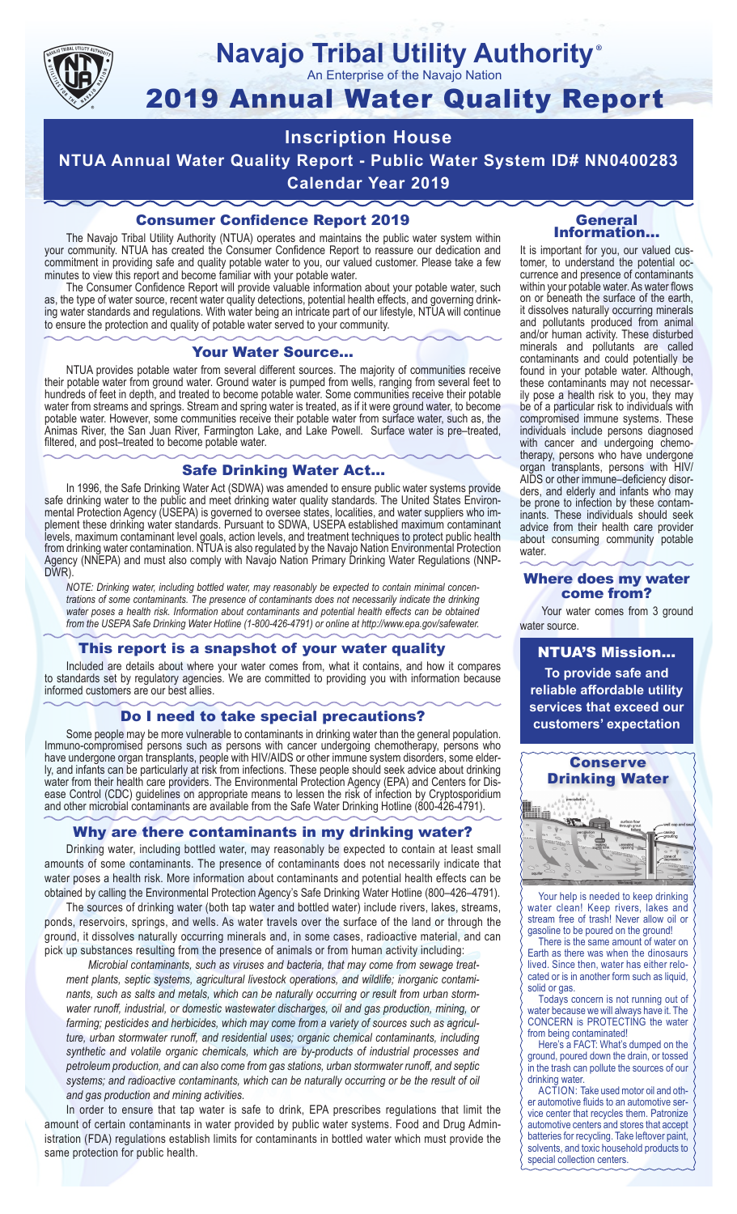# Navajo Tribal Utility Authority®

An Enterprise of the Navajo Nation

# 2019 Annual Water Quality Report

## Inscription House

## NTUA Annual Water Quality Report - Public Water System ID# NN0400283

## Calendar Year 2019

### Consumer Confidence Report 2019

The Navajo Tribal Utility Authority (NTUA) operates and maintains the public water system within your community. NTUA has created the Consumer Confidence Report to reassure our dedication and commitment in providing safe and quality potable water to you, our valued customer. Please take a few minutes to view this report and become familiar with your potable water.

The Consumer Confidence Report will provide valuable information about your potable water, such as, the type of water source, recent water quality detections, potential health effects, and governing drinking water standards and regulations. With water being an intricate part of our lifestyle, NTUA will continue to ensure the protection and quality of potable water served to your community.

### Your Water Source…

NTUA provides potable water from several different sources. The majority of communities receive their potable water from ground water. Ground water is pumped from wells, ranging from several feet to hundreds of feet in depth, and treated to become potable water. Some communities receive their potable water from streams and springs. Stream and spring water is treated, as if it were ground water, to become potable water. However, some communities receive their potable water from surface water, such as, the Animas River, the San Juan River, Farmington Lake, and Lake Powell. Surface water is pre–treated, filtered, and post–treated to become potable water.

### Safe Drinking Water Act…

In 1996, the Safe Drinking Water Act (SDWA) was amended to ensure public water systems provide safe drinking water to the public and meet drinking water quality standards. The United States Environmental Protection Agency (USEPA) is governed to oversee states, localities, and water suppliers who implement these drinking water standards. Pursuant to SDWA, USEPA established maximum contaminant levels, maximum contaminant level goals, action levels, and treatment techniques to protect public health from drinking water contamination. NTUA is also regulated by the Navajo Nation Environmental Protection Agency (NNEPA) and must also comply with Navajo Nation Primary Drinking Water Regulations (NNPDWR).

*NOTE: Drinking water, including bottled water, may reasonably be expected to contain minimal concentrations of some contaminants. The presence of contaminants does not necessarily indicate the drinking water poses a health risk. Information about contaminants and potential health effects can be obtained from the USEPA Safe Drinking Water Hotline (1-800-426-4791) or online at http://www.epa.gov/safewater.*

### This report is a snapshot of your water quality

Included are details about where your water comes from, what it contains, and how it compares to standards set by regulatory agencies. We are committed to providing you with information because informed customers are our best allies.

### Do I need to take special precautions?

Some people may be more vulnerable to contaminants in drinking water than the general population. Immuno-compromised persons such as persons with cancer undergoing chemotherapy, persons who have undergone organ transplants, people with HIV/AIDS or other immune system disorders, some elderly, and infants can be particularly at risk from infections. These people should seek advice about drinking water from their health care providers. The Environmental Protection Agency (EPA) and Centers for Disease Control (CDC) guidelines on appropriate means to lessen the risk of infection by Cryptosporidium and other microbial contaminants are available from the Safe Water Drinking Hotline (800-426-4791).

### Why are there contaminants in my drinking water?

Drinking water, including bottled water, may reasonably be expected to contain at least small amounts of some contaminants. The presence of contaminants does not necessarily indicate that water poses a health risk. More information about contaminants and potential health effects can be obtained by calling the Environmental Protection Agency's Safe Drinking Water Hotline (800–426–4791).

The sources of drinking water (both tap water and bottled water) include rivers, lakes, streams, ponds, reservoirs, springs, and wells. As water travels over the surface of the land or through the ground, it dissolves naturally occurring minerals and, in some cases, radioactive material, and can pick up substances resulting from the presence of animals or from human activity including:

*Microbial contaminants, such as viruses and bacteria, that may come from sewage treatment plants, septic systems, agricultural livestock operations, and wildlife; inorganic contaminants, such as salts and metals, which can be naturally occurring or result from urban stormwater runoff, industrial, or domestic wastewater discharges, oil and gas production, mining, or farming; pesticides and herbicides, which may come from a variety of sources such as agriculture, urban stormwater runoff, and residential uses; organic chemical contaminants, including synthetic and volatile organic chemicals, which are by-products of industrial processes and petroleum production, and can also come from gas stations, urban stormwater runoff, and septic systems; and radioactive contaminants, which can be naturally occurring or be the result of oil and gas production and mining activities.*

In order to ensure that tap water is safe to drink, EPA prescribes regulations that limit the amount of certain contaminants in water provided by public water systems. Food and Drug Administration (FDA) regulations establish limits for contaminants in bottled water which must provide the same protection for public health.

### General Information…

It is important for you, our valued customer, to understand the potential occurrence and presence of contaminants within your potable water. As water flows on or beneath the surface of the earth, it dissolves naturally occurring minerals and pollutants produced from animal and/or human activity. These disturbed minerals and pollutants are called contaminants and could potentially be found in your potable water. Although, these contaminants may not necessarily pose a health risk to you, they may be of a particular risk to individuals with compromised immune systems. These individuals include persons diagnosed with cancer and undergoing chemotherapy, persons who have undergone organ transplants, persons with HIV/AIDS or other immune–deficiency disorders, and elderly and infants who may be prone to infection by these contaminants. These individuals should seek advice from their health care provider about consuming community potable water.

### Where does my water come from?

Your water comes from 3 ground water source.

### NTUA'S Mission…

**To provide safe and reliable affordable utility services that exceed our customers' expectation**

### Conserve Drinking Water

Your help is needed to keep drinking water clean! Keep rivers, lakes and stream free of trash! Never allow oil or gasoline to be poured on the ground!

There is the same amount of water on Earth as there was when the dinosaurs lived. Since then, water has either relocated or is in another form such as liquid, solid or gas.

Todays concern is not running out of water because we will always have it. The CONCERN is PROTECTING the water from being contaminated!

Here's a FACT: What's dumped on the ground, poured down the drain, or tossed in the trash can pollute the sources of our drinking water.

ACTION: Take used motor oil and other automotive fluids to an automotive service center that recycles them. Patronize automotive centers and stores that accept batteries for recycling. Take leftover paint, solvents, and toxic household products to special collection centers.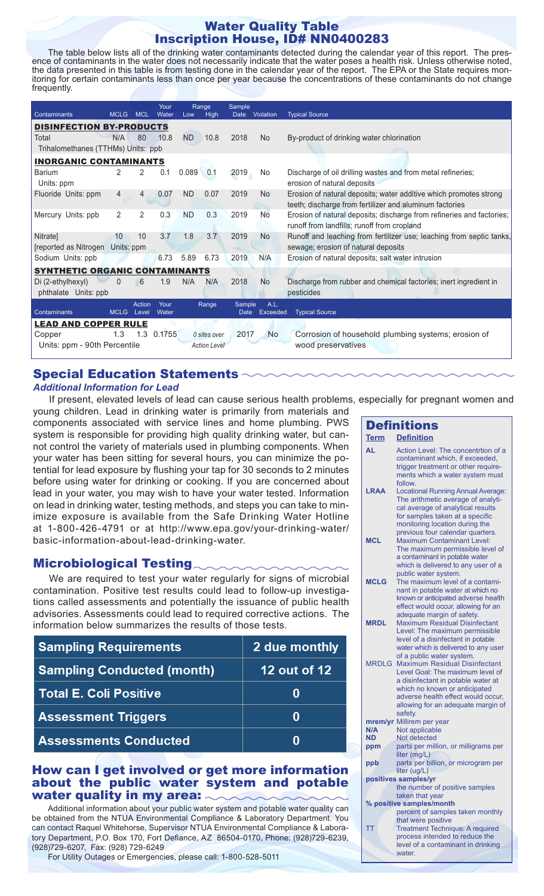# Water Quality Table
# Inscription House, ID# NN0400283

The table below lists all of the drinking water contaminants detected during the calendar year of this report. The presence of contaminants in the water does not necessarily indicate that the water poses a health risk. Unless otherwise noted, the data presented in this table is from testing done in the calendar year of the report. The EPA or the State requires monitoring for certain contaminants less than once per year because the concentrations of these contaminants do not change frequently.

| Contaminants | MCLG | MCL | Your Water | Range Low | Range High | Sample Date | Violation | Typical Source |
|---|---|---|---|---|---|---|---|---|
| **DISINFECTION BY-PRODUCTS** | | | | | | | | |
| Total Trihalomethanes (TTHMs) Units: ppb | N/A | 80 | 10.8 | ND | 10.8 | 2018 | No | By-product of drinking water chlorination |
| **INORGANIC CONTAMINANTS** | | | | | | | | |
| Barium Units: ppm | 2 | 2 | 0.1 | 0.089 | 0.1 | 2019 | No | Discharge of oil drilling wastes and from metal refineries; erosion of natural deposits |
| Fluoride Units: ppm | 4 | 4 | 0.07 | ND | 0.07 | 2019 | No | Erosion of natural deposits; water additive which promotes strong teeth; discharge from fertilizer and aluminum factories |
| Mercury Units: ppb | 2 | 2 | 0.3 | ND | 0.3 | 2019 | No | Erosion of natural deposits; discharge from refineries and factories; runoff from landfills; runoff from cropland |
| Nitrate] [reported as Nitrogen Units: ppm | 10 | 10 | 3.7 | 1.8 | 3.7 | 2019 | No | Runoff and leaching from fertilizer use; leaching from septic tanks, sewage; erosion of natural deposits |
| Sodium Units: ppb | | | 6.73 | 5.89 | 6.73 | 2019 | N/A | Erosion of natural deposits; salt water intrusion |
| **SYNTHETIC ORGANIC CONTAMINANTS** | | | | | | | | |
| Di (2-ethylhexyl) phthalate Units: ppb | 0 | 6 | 1.9 | N/A | N/A | 2018 | No | Discharge from rubber and chemical factories; inert ingredient in pesticides |

| Contaminants | MCLG | Action Level | Your Water | Range | Sample Date | A.L. Exceeded | Typical Source |
|---|---|---|---|---|---|---|---|
| **LEAD AND COPPER RULE** | | | | | | | |
| Copper Units: ppm - 90th Percentile | 1.3 | 1.3 | 0.1755 | *0 sites over Action Level* | 2017 | No | Corrosion of household plumbing systems; erosion of wood preservatives |

## Special Education Statements

### *Additional Information for Lead*

If present, elevated levels of lead can cause serious health problems, especially for pregnant women and young children. Lead in drinking water is primarily from materials and components associated with service lines and home plumbing. PWS system is responsible for providing high quality drinking water, but cannot control the variety of materials used in plumbing components. When your water has been sitting for several hours, you can minimize the potential for lead exposure by flushing your tap for 30 seconds to 2 minutes before using water for drinking or cooking. If you are concerned about lead in your water, you may wish to have your water tested. Information on lead in drinking water, testing methods, and steps you can take to minimize exposure is available from the Safe Drinking Water Hotline at 1-800-426-4791 or at http://www.epa.gov/your-drinking-water/basic-information-about-lead-drinking-water.

## Microbiological Testing

We are required to test your water regularly for signs of microbial contamination. Positive test results could lead to follow-up investigations called assessments and potentially the issuance of public health advisories. Assessments could lead to required corrective actions. The information below summarizes the results of those tests.

| | |
|---|---|
| **Sampling Requirements** | **2 due monthly** |
| **Sampling Conducted (month)** | **12 out of 12** |
| **Total E. Coli Positive** | **0** |
| **Assessment Triggers** | **0** |
| **Assessments Conducted** | **0** |

## How can I get involved or get more information about the public water system and potable water quality in my area:

Additional information about your public water system and potable water quality can be obtained from the NTUA Environmental Compliance & Laboratory Department. You can contact Raquel Whitehorse, Supervisor NTUA Environmental Compliance & Laboratory Department, P.O. Box 170, Fort Defiance, AZ 86504-0170, Phone: (928)729-6239, (928)729-6207, Fax: (928) 729-6249

For Utility Outages or Emergencies, please call: 1-800-528-5011

## Definitions

| Term | Definition |
|---|---|
| **AL** | Action Level: The concentrtion of a contaminant which, if exceeded, trigger treatment or other requirements which a water system must follow. |
| **LRAA** | Locational Running Annual Average: The arithmetic average of analytical results for samples taken at a specific monitoring location during the previous four calendar quarters. |
| **MCL** | Maximum Contaminant Level: The maximum permissible level of a contaminant in potable water which is delivered to any user of a public water system. |
| **MCLG** | The maximum level of a contaminant in potable water at which no known or anticipated adverse health effect would occur, allowing for an adequate margin of safety. |
| **MRDL** | Maximum Residual Disinfectant Level: The maximum permissible level of a disinfectant in potable water which is delivered to any user of a public water system. |
| **MRDLG** | Maximum Residual Disinfectant Level Goal: The maximum level of a disinfectant in potable water at which no known or anticipated adverse health effect would occur, allowing for an adequate margin of safety. |
| **mrem/yr** | Millirem per year |
| **N/A** | Not applicable |
| **ND** | Not detected |
| **ppm** | parts per million, or milligrams per liter (mg/L) |
| **ppb** | parts per billion, or microgram per liter (ug/L) |
| **positives samples/yr** | the number of positive samples taken that year |
| **% positive samples/month** | percent of samples taken monthly that were positive |
| **TT** | Treatment Technique: A required process intended to reduce the level of a contaminant in drinking water. |